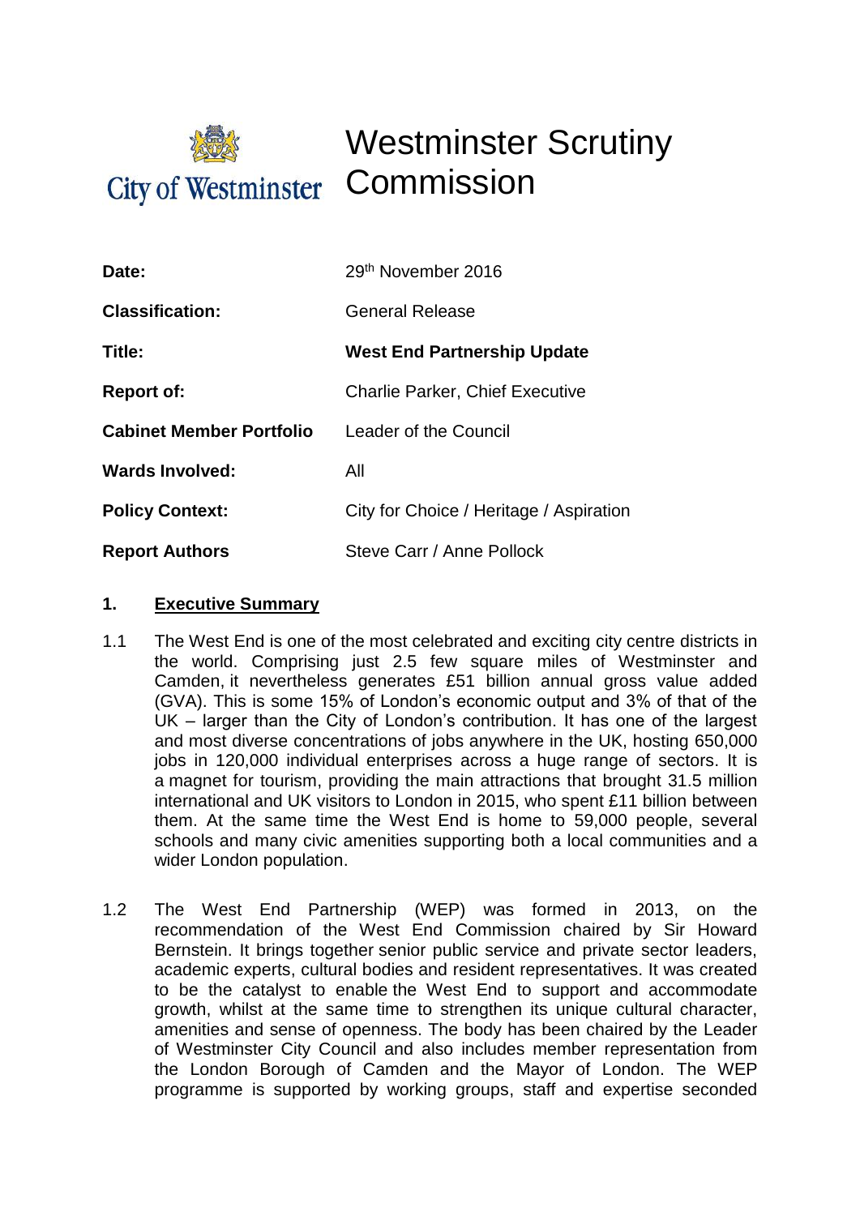City of Westminster

# Westminster Scrutiny Commission

| | |
|---|---|
| **Date:** | 29th November 2016 |
| **Classification:** | General Release |
| **Title:** | **West End Partnership Update** |
| **Report of:** | Charlie Parker, Chief Executive |
| **Cabinet Member Portfolio** | Leader of the Council |
| **Wards Involved:** | All |
| **Policy Context:** | City for Choice / Heritage / Aspiration |
| **Report Authors** | Steve Carr / Anne Pollock |

## 1. Executive Summary

1.1 The West End is one of the most celebrated and exciting city centre districts in the world. Comprising just 2.5 few square miles of Westminster and Camden, it nevertheless generates £51 billion annual gross value added (GVA). This is some 15% of London's economic output and 3% of that of the UK – larger than the City of London's contribution. It has one of the largest and most diverse concentrations of jobs anywhere in the UK, hosting 650,000 jobs in 120,000 individual enterprises across a huge range of sectors. It is a magnet for tourism, providing the main attractions that brought 31.5 million international and UK visitors to London in 2015, who spent £11 billion between them. At the same time the West End is home to 59,000 people, several schools and many civic amenities supporting both a local communities and a wider London population.

1.2 The West End Partnership (WEP) was formed in 2013, on the recommendation of the West End Commission chaired by Sir Howard Bernstein. It brings together senior public service and private sector leaders, academic experts, cultural bodies and resident representatives. It was created to be the catalyst to enable the West End to support and accommodate growth, whilst at the same time to strengthen its unique cultural character, amenities and sense of openness. The body has been chaired by the Leader of Westminster City Council and also includes member representation from the London Borough of Camden and the Mayor of London. The WEP programme is supported by working groups, staff and expertise seconded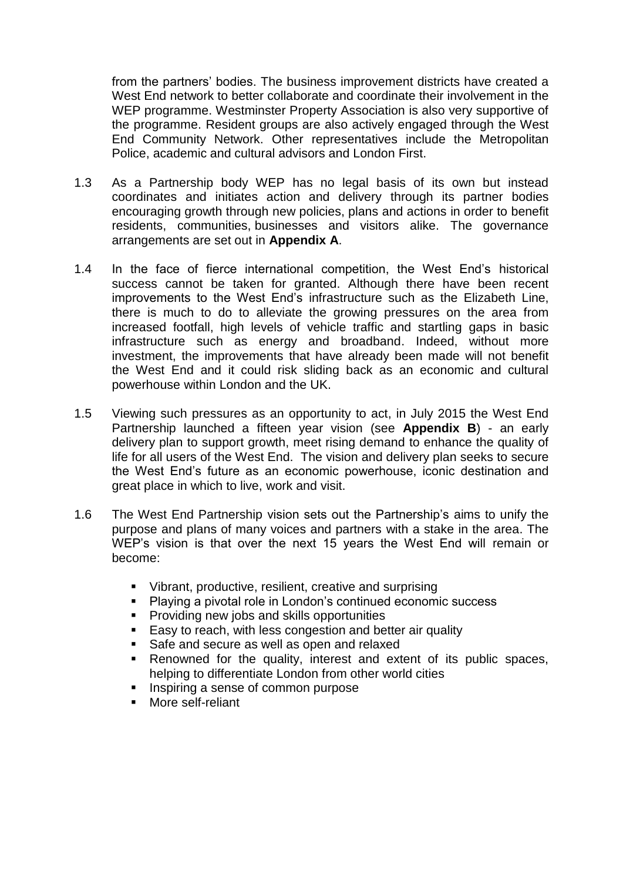from the partners' bodies. The business improvement districts have created a West End network to better collaborate and coordinate their involvement in the WEP programme. Westminster Property Association is also very supportive of the programme. Resident groups are also actively engaged through the West End Community Network. Other representatives include the Metropolitan Police, academic and cultural advisors and London First.

1.3 As a Partnership body WEP has no legal basis of its own but instead coordinates and initiates action and delivery through its partner bodies encouraging growth through new policies, plans and actions in order to benefit residents, communities, businesses and visitors alike. The governance arrangements are set out in **Appendix A**.

1.4 In the face of fierce international competition, the West End's historical success cannot be taken for granted. Although there have been recent improvements to the West End's infrastructure such as the Elizabeth Line, there is much to do to alleviate the growing pressures on the area from increased footfall, high levels of vehicle traffic and startling gaps in basic infrastructure such as energy and broadband. Indeed, without more investment, the improvements that have already been made will not benefit the West End and it could risk sliding back as an economic and cultural powerhouse within London and the UK.

1.5 Viewing such pressures as an opportunity to act, in July 2015 the West End Partnership launched a fifteen year vision (see **Appendix B**) - an early delivery plan to support growth, meet rising demand to enhance the quality of life for all users of the West End. The vision and delivery plan seeks to secure the West End's future as an economic powerhouse, iconic destination and great place in which to live, work and visit.

1.6 The West End Partnership vision sets out the Partnership's aims to unify the purpose and plans of many voices and partners with a stake in the area. The WEP's vision is that over the next 15 years the West End will remain or become:

- Vibrant, productive, resilient, creative and surprising
- Playing a pivotal role in London's continued economic success
- Providing new jobs and skills opportunities
- Easy to reach, with less congestion and better air quality
- Safe and secure as well as open and relaxed
- Renowned for the quality, interest and extent of its public spaces, helping to differentiate London from other world cities
- Inspiring a sense of common purpose
- More self-reliant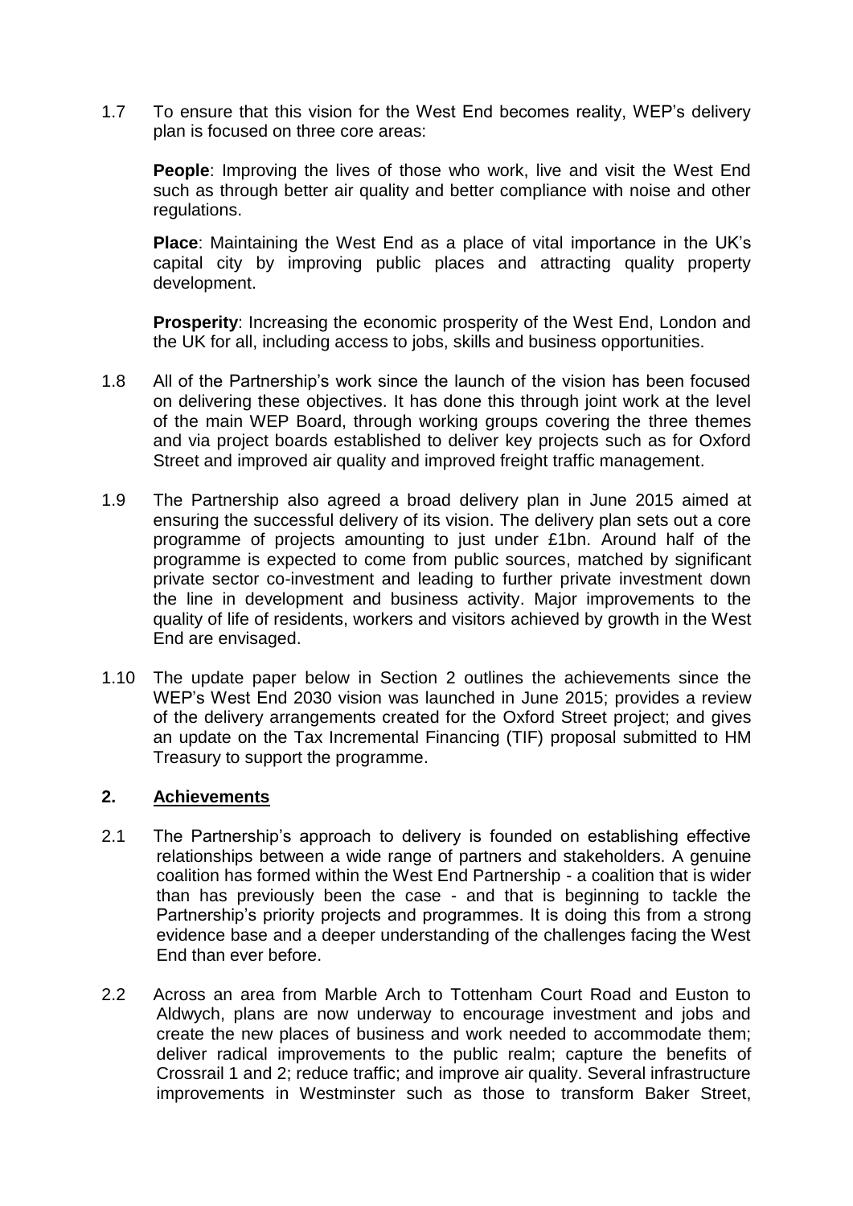1.7 To ensure that this vision for the West End becomes reality, WEP's delivery plan is focused on three core areas:

**People**: Improving the lives of those who work, live and visit the West End such as through better air quality and better compliance with noise and other regulations.

**Place**: Maintaining the West End as a place of vital importance in the UK's capital city by improving public places and attracting quality property development.

**Prosperity**: Increasing the economic prosperity of the West End, London and the UK for all, including access to jobs, skills and business opportunities.

1.8 All of the Partnership's work since the launch of the vision has been focused on delivering these objectives. It has done this through joint work at the level of the main WEP Board, through working groups covering the three themes and via project boards established to deliver key projects such as for Oxford Street and improved air quality and improved freight traffic management.

1.9 The Partnership also agreed a broad delivery plan in June 2015 aimed at ensuring the successful delivery of its vision. The delivery plan sets out a core programme of projects amounting to just under £1bn. Around half of the programme is expected to come from public sources, matched by significant private sector co-investment and leading to further private investment down the line in development and business activity. Major improvements to the quality of life of residents, workers and visitors achieved by growth in the West End are envisaged.

1.10 The update paper below in Section 2 outlines the achievements since the WEP's West End 2030 vision was launched in June 2015; provides a review of the delivery arrangements created for the Oxford Street project; and gives an update on the Tax Incremental Financing (TIF) proposal submitted to HM Treasury to support the programme.

## 2. Achievements

2.1 The Partnership's approach to delivery is founded on establishing effective relationships between a wide range of partners and stakeholders. A genuine coalition has formed within the West End Partnership - a coalition that is wider than has previously been the case - and that is beginning to tackle the Partnership's priority projects and programmes. It is doing this from a strong evidence base and a deeper understanding of the challenges facing the West End than ever before.

2.2 Across an area from Marble Arch to Tottenham Court Road and Euston to Aldwych, plans are now underway to encourage investment and jobs and create the new places of business and work needed to accommodate them; deliver radical improvements to the public realm; capture the benefits of Crossrail 1 and 2; reduce traffic; and improve air quality. Several infrastructure improvements in Westminster such as those to transform Baker Street,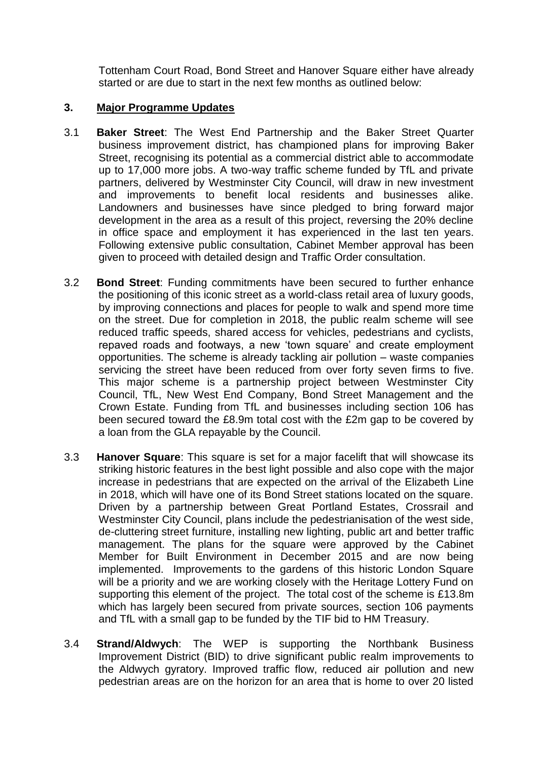Tottenham Court Road, Bond Street and Hanover Square either have already started or are due to start in the next few months as outlined below:

## 3. Major Programme Updates

3.1 **Baker Street**: The West End Partnership and the Baker Street Quarter business improvement district, has championed plans for improving Baker Street, recognising its potential as a commercial district able to accommodate up to 17,000 more jobs. A two-way traffic scheme funded by TfL and private partners, delivered by Westminster City Council, will draw in new investment and improvements to benefit local residents and businesses alike. Landowners and businesses have since pledged to bring forward major development in the area as a result of this project, reversing the 20% decline in office space and employment it has experienced in the last ten years. Following extensive public consultation, Cabinet Member approval has been given to proceed with detailed design and Traffic Order consultation.

3.2 **Bond Street**: Funding commitments have been secured to further enhance the positioning of this iconic street as a world-class retail area of luxury goods, by improving connections and places for people to walk and spend more time on the street. Due for completion in 2018, the public realm scheme will see reduced traffic speeds, shared access for vehicles, pedestrians and cyclists, repaved roads and footways, a new 'town square' and create employment opportunities. The scheme is already tackling air pollution – waste companies servicing the street have been reduced from over forty seven firms to five. This major scheme is a partnership project between Westminster City Council, TfL, New West End Company, Bond Street Management and the Crown Estate. Funding from TfL and businesses including section 106 has been secured toward the £8.9m total cost with the £2m gap to be covered by a loan from the GLA repayable by the Council.

3.3 **Hanover Square**: This square is set for a major facelift that will showcase its striking historic features in the best light possible and also cope with the major increase in pedestrians that are expected on the arrival of the Elizabeth Line in 2018, which will have one of its Bond Street stations located on the square. Driven by a partnership between Great Portland Estates, Crossrail and Westminster City Council, plans include the pedestrianisation of the west side, de-cluttering street furniture, installing new lighting, public art and better traffic management. The plans for the square were approved by the Cabinet Member for Built Environment in December 2015 and are now being implemented. Improvements to the gardens of this historic London Square will be a priority and we are working closely with the Heritage Lottery Fund on supporting this element of the project. The total cost of the scheme is £13.8m which has largely been secured from private sources, section 106 payments and TfL with a small gap to be funded by the TIF bid to HM Treasury.

3.4 **Strand/Aldwych**: The WEP is supporting the Northbank Business Improvement District (BID) to drive significant public realm improvements to the Aldwych gyratory. Improved traffic flow, reduced air pollution and new pedestrian areas are on the horizon for an area that is home to over 20 listed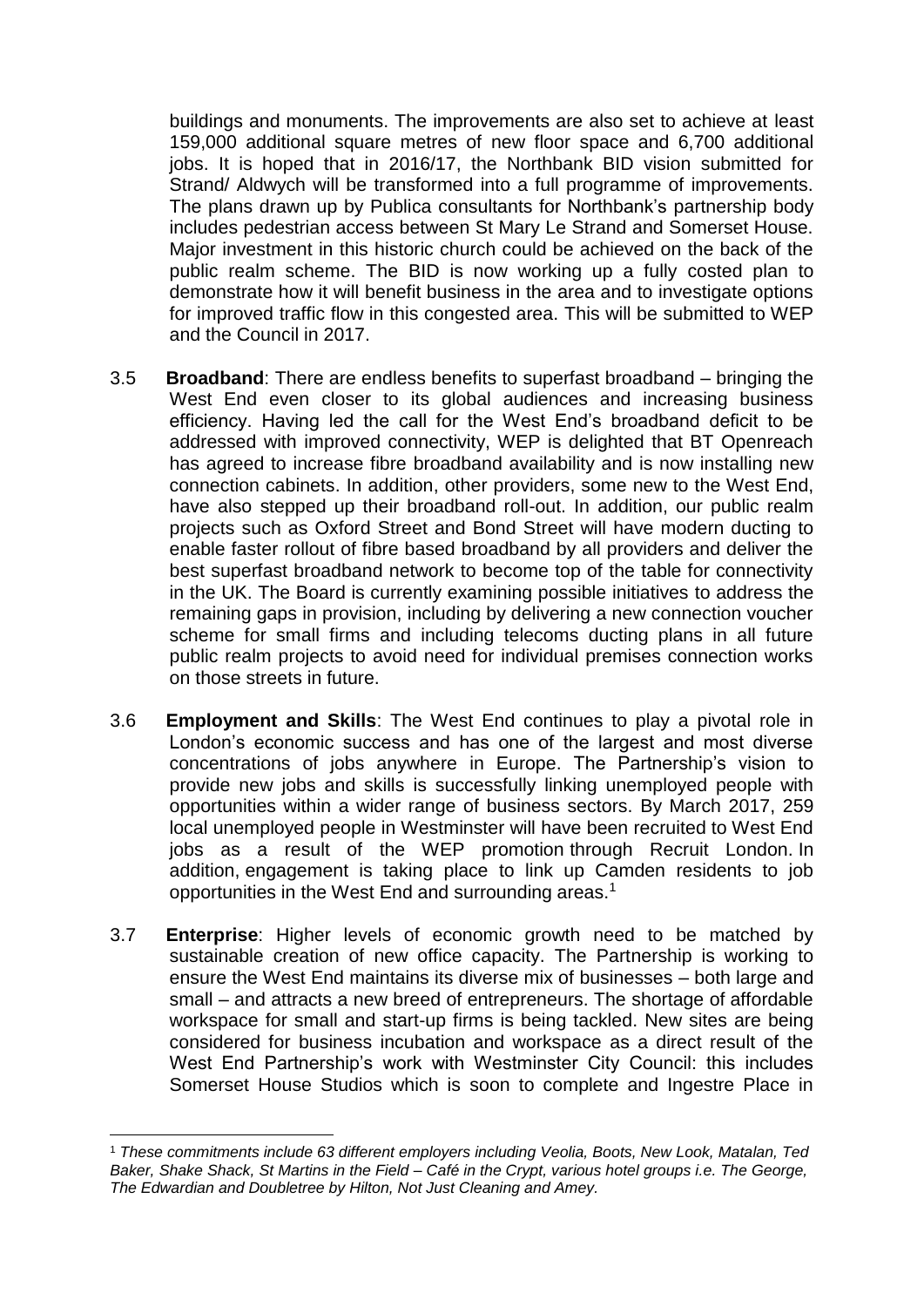buildings and monuments. The improvements are also set to achieve at least 159,000 additional square metres of new floor space and 6,700 additional jobs. It is hoped that in 2016/17, the Northbank BID vision submitted for Strand/ Aldwych will be transformed into a full programme of improvements. The plans drawn up by Publica consultants for Northbank's partnership body includes pedestrian access between St Mary Le Strand and Somerset House. Major investment in this historic church could be achieved on the back of the public realm scheme. The BID is now working up a fully costed plan to demonstrate how it will benefit business in the area and to investigate options for improved traffic flow in this congested area. This will be submitted to WEP and the Council in 2017.

3.5 **Broadband**: There are endless benefits to superfast broadband – bringing the West End even closer to its global audiences and increasing business efficiency. Having led the call for the West End's broadband deficit to be addressed with improved connectivity, WEP is delighted that BT Openreach has agreed to increase fibre broadband availability and is now installing new connection cabinets. In addition, other providers, some new to the West End, have also stepped up their broadband roll-out. In addition, our public realm projects such as Oxford Street and Bond Street will have modern ducting to enable faster rollout of fibre based broadband by all providers and deliver the best superfast broadband network to become top of the table for connectivity in the UK. The Board is currently examining possible initiatives to address the remaining gaps in provision, including by delivering a new connection voucher scheme for small firms and including telecoms ducting plans in all future public realm projects to avoid need for individual premises connection works on those streets in future.

3.6 **Employment and Skills**: The West End continues to play a pivotal role in London's economic success and has one of the largest and most diverse concentrations of jobs anywhere in Europe. The Partnership's vision to provide new jobs and skills is successfully linking unemployed people with opportunities within a wider range of business sectors. By March 2017, 259 local unemployed people in Westminster will have been recruited to West End jobs as a result of the WEP promotion through Recruit London. In addition, engagement is taking place to link up Camden residents to job opportunities in the West End and surrounding areas.[1]

3.7 **Enterprise**: Higher levels of economic growth need to be matched by sustainable creation of new office capacity. The Partnership is working to ensure the West End maintains its diverse mix of businesses – both large and small – and attracts a new breed of entrepreneurs. The shortage of affordable workspace for small and start-up firms is being tackled. New sites are being considered for business incubation and workspace as a direct result of the West End Partnership's work with Westminster City Council: this includes Somerset House Studios which is soon to complete and Ingestre Place in

---

[1] *These commitments include 63 different employers including Veolia, Boots, New Look, Matalan, Ted Baker, Shake Shack, St Martins in the Field – Café in the Crypt, various hotel groups i.e. The George, The Edwardian and Doubletree by Hilton, Not Just Cleaning and Amey.*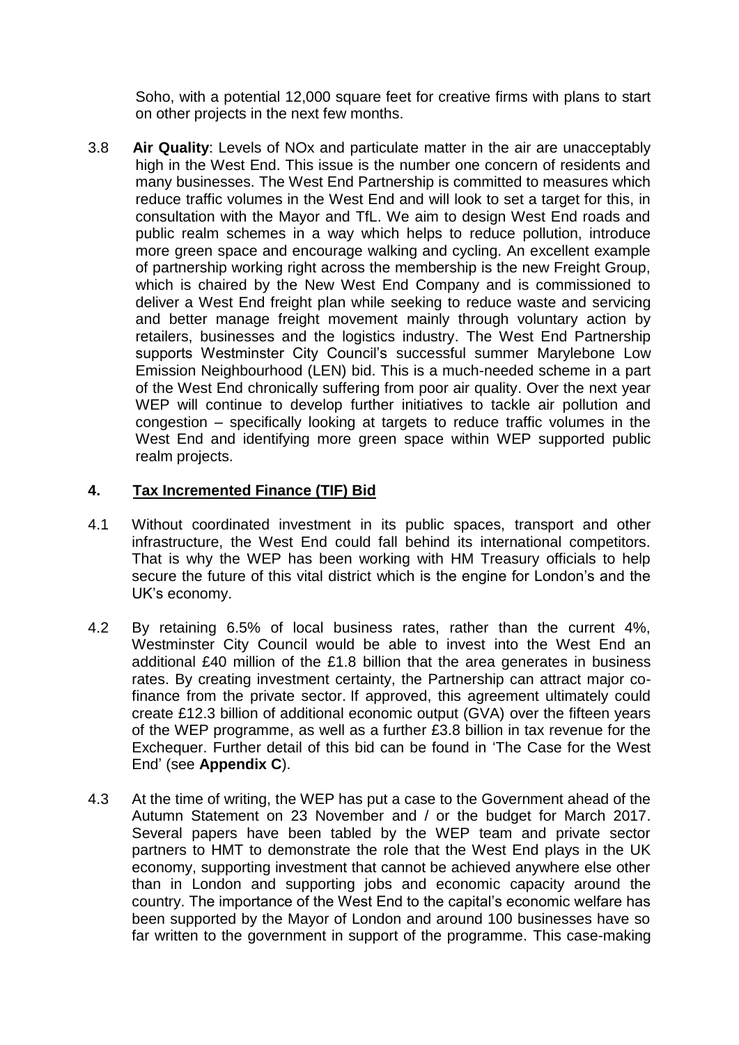Soho, with a potential 12,000 square feet for creative firms with plans to start on other projects in the next few months.

3.8 **Air Quality**: Levels of NOx and particulate matter in the air are unacceptably high in the West End. This issue is the number one concern of residents and many businesses. The West End Partnership is committed to measures which reduce traffic volumes in the West End and will look to set a target for this, in consultation with the Mayor and TfL. We aim to design West End roads and public realm schemes in a way which helps to reduce pollution, introduce more green space and encourage walking and cycling. An excellent example of partnership working right across the membership is the new Freight Group, which is chaired by the New West End Company and is commissioned to deliver a West End freight plan while seeking to reduce waste and servicing and better manage freight movement mainly through voluntary action by retailers, businesses and the logistics industry. The West End Partnership supports Westminster City Council's successful summer Marylebone Low Emission Neighbourhood (LEN) bid. This is a much-needed scheme in a part of the West End chronically suffering from poor air quality. Over the next year WEP will continue to develop further initiatives to tackle air pollution and congestion – specifically looking at targets to reduce traffic volumes in the West End and identifying more green space within WEP supported public realm projects.

## 4. Tax Incremented Finance (TIF) Bid

4.1 Without coordinated investment in its public spaces, transport and other infrastructure, the West End could fall behind its international competitors. That is why the WEP has been working with HM Treasury officials to help secure the future of this vital district which is the engine for London's and the UK's economy.

4.2 By retaining 6.5% of local business rates, rather than the current 4%, Westminster City Council would be able to invest into the West End an additional £40 million of the £1.8 billion that the area generates in business rates. By creating investment certainty, the Partnership can attract major co-finance from the private sector. If approved, this agreement ultimately could create £12.3 billion of additional economic output (GVA) over the fifteen years of the WEP programme, as well as a further £3.8 billion in tax revenue for the Exchequer. Further detail of this bid can be found in 'The Case for the West End' (see **Appendix C**).

4.3 At the time of writing, the WEP has put a case to the Government ahead of the Autumn Statement on 23 November and / or the budget for March 2017. Several papers have been tabled by the WEP team and private sector partners to HMT to demonstrate the role that the West End plays in the UK economy, supporting investment that cannot be achieved anywhere else other than in London and supporting jobs and economic capacity around the country. The importance of the West End to the capital's economic welfare has been supported by the Mayor of London and around 100 businesses have so far written to the government in support of the programme. This case-making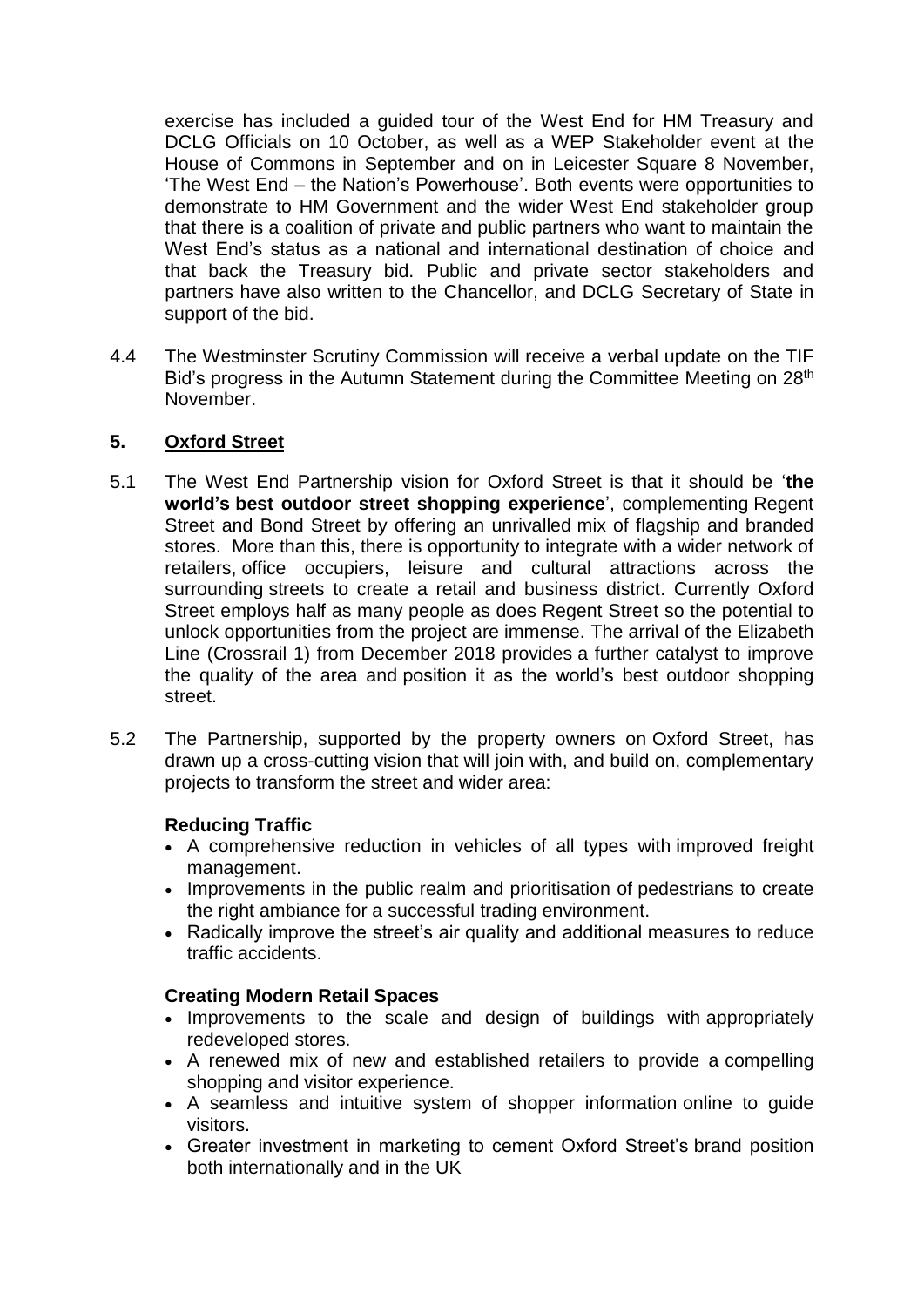exercise has included a guided tour of the West End for HM Treasury and DCLG Officials on 10 October, as well as a WEP Stakeholder event at the House of Commons in September and on in Leicester Square 8 November, 'The West End – the Nation's Powerhouse'. Both events were opportunities to demonstrate to HM Government and the wider West End stakeholder group that there is a coalition of private and public partners who want to maintain the West End's status as a national and international destination of choice and that back the Treasury bid. Public and private sector stakeholders and partners have also written to the Chancellor, and DCLG Secretary of State in support of the bid.

4.4 The Westminster Scrutiny Commission will receive a verbal update on the TIF Bid's progress in the Autumn Statement during the Committee Meeting on 28th November.

## 5. Oxford Street

5.1 The West End Partnership vision for Oxford Street is that it should be '**the world's best outdoor street shopping experience**', complementing Regent Street and Bond Street by offering an unrivalled mix of flagship and branded stores. More than this, there is opportunity to integrate with a wider network of retailers, office occupiers, leisure and cultural attractions across the surrounding streets to create a retail and business district. Currently Oxford Street employs half as many people as does Regent Street so the potential to unlock opportunities from the project are immense. The arrival of the Elizabeth Line (Crossrail 1) from December 2018 provides a further catalyst to improve the quality of the area and position it as the world's best outdoor shopping street.

5.2 The Partnership, supported by the property owners on Oxford Street, has drawn up a cross-cutting vision that will join with, and build on, complementary projects to transform the street and wider area:

**Reducing Traffic**

- A comprehensive reduction in vehicles of all types with improved freight management.
- Improvements in the public realm and prioritisation of pedestrians to create the right ambiance for a successful trading environment.
- Radically improve the street's air quality and additional measures to reduce traffic accidents.

**Creating Modern Retail Spaces**

- Improvements to the scale and design of buildings with appropriately redeveloped stores.
- A renewed mix of new and established retailers to provide a compelling shopping and visitor experience.
- A seamless and intuitive system of shopper information online to guide visitors.
- Greater investment in marketing to cement Oxford Street's brand position both internationally and in the UK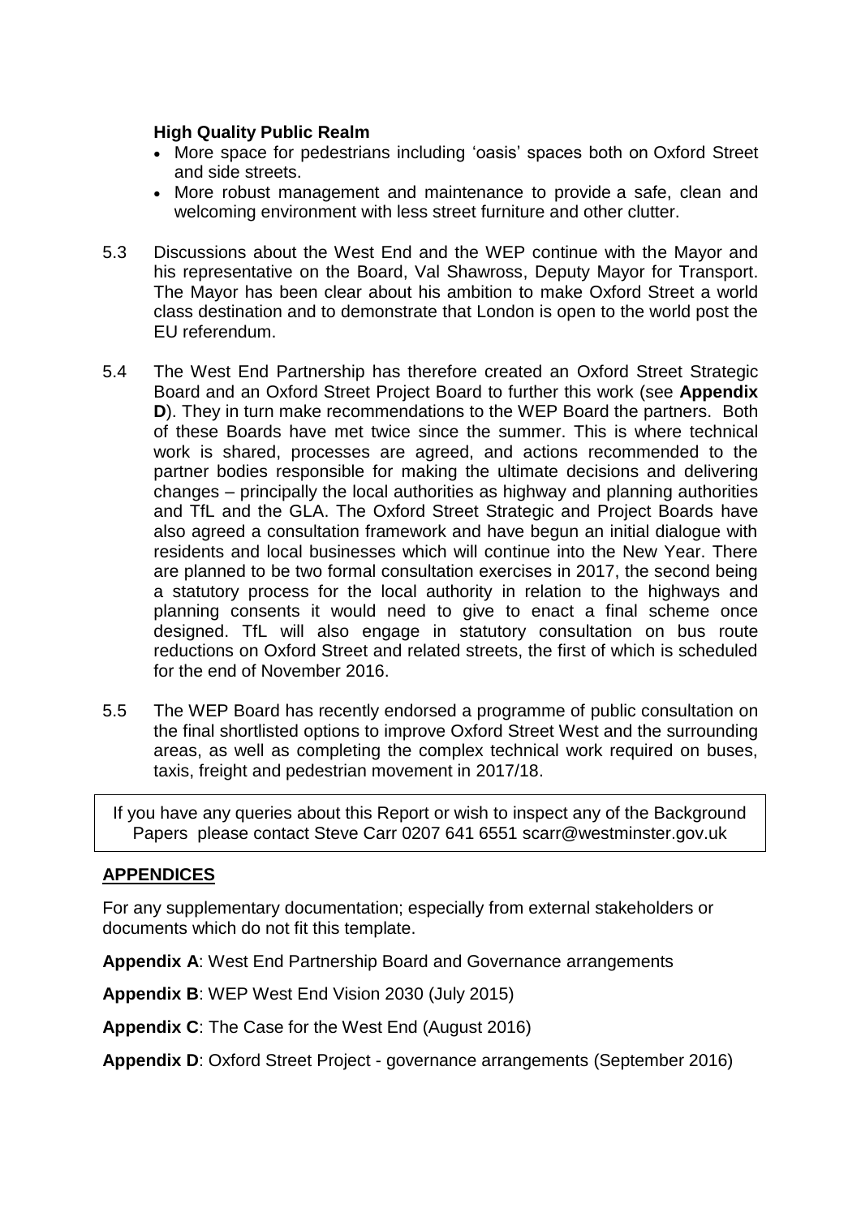**High Quality Public Realm**

- More space for pedestrians including 'oasis' spaces both on Oxford Street and side streets.
- More robust management and maintenance to provide a safe, clean and welcoming environment with less street furniture and other clutter.

5.3 Discussions about the West End and the WEP continue with the Mayor and his representative on the Board, Val Shawross, Deputy Mayor for Transport. The Mayor has been clear about his ambition to make Oxford Street a world class destination and to demonstrate that London is open to the world post the EU referendum.

5.4 The West End Partnership has therefore created an Oxford Street Strategic Board and an Oxford Street Project Board to further this work (see **Appendix D**). They in turn make recommendations to the WEP Board the partners. Both of these Boards have met twice since the summer. This is where technical work is shared, processes are agreed, and actions recommended to the partner bodies responsible for making the ultimate decisions and delivering changes – principally the local authorities as highway and planning authorities and TfL and the GLA. The Oxford Street Strategic and Project Boards have also agreed a consultation framework and have begun an initial dialogue with residents and local businesses which will continue into the New Year. There are planned to be two formal consultation exercises in 2017, the second being a statutory process for the local authority in relation to the highways and planning consents it would need to give to enact a final scheme once designed. TfL will also engage in statutory consultation on bus route reductions on Oxford Street and related streets, the first of which is scheduled for the end of November 2016.

5.5 The WEP Board has recently endorsed a programme of public consultation on the final shortlisted options to improve Oxford Street West and the surrounding areas, as well as completing the complex technical work required on buses, taxis, freight and pedestrian movement in 2017/18.

If you have any queries about this Report or wish to inspect any of the Background Papers please contact Steve Carr 0207 641 6551 scarr@westminster.gov.uk

## APPENDICES

For any supplementary documentation; especially from external stakeholders or documents which do not fit this template.

**Appendix A**: West End Partnership Board and Governance arrangements

**Appendix B**: WEP West End Vision 2030 (July 2015)

**Appendix C**: The Case for the West End (August 2016)

**Appendix D**: Oxford Street Project - governance arrangements (September 2016)